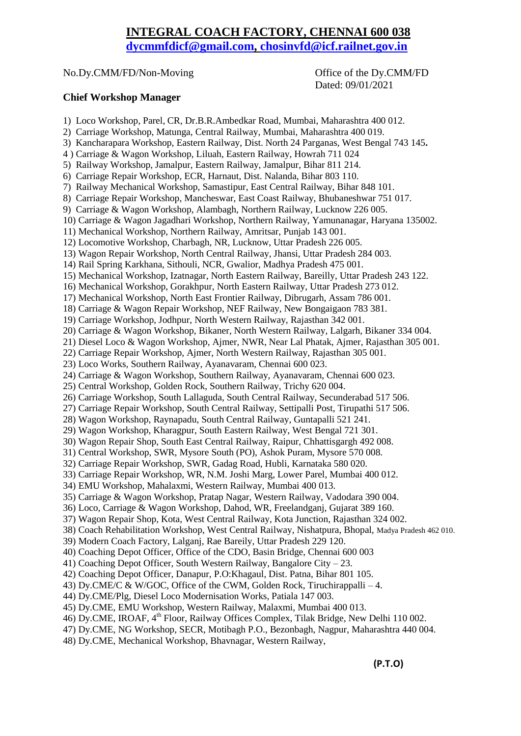# INTEGRAL COACH FACTORY, CHENNAI 600 038

**dycmmfdicf@gmail.com, chosinvfd@icf.railnet.gov.in**

No.Dy.CMM/FD/Non-Moving

Office of the Dy.CMM/FD
Dated: 09/01/2021

**Chief Workshop Manager**

1) Loco Workshop, Parel, CR, Dr.B.R.Ambedkar Road, Mumbai, Maharashtra 400 012.
2) Carriage Workshop, Matunga, Central Railway, Mumbai, Maharashtra 400 019.
3) Kancharapara Workshop, Eastern Railway, Dist. North 24 Parganas, West Bengal 743 145**.**
4 ) Carriage & Wagon Workshop, Liluah, Eastern Railway, Howrah 711 024
5) Railway Workshop, Jamalpur, Eastern Railway, Jamalpur, Bihar 811 214.
6) Carriage Repair Workshop, ECR, Harnaut, Dist. Nalanda, Bihar 803 110.
7) Railway Mechanical Workshop, Samastipur, East Central Railway, Bihar 848 101.
8) Carriage Repair Workshop, Mancheswar, East Coast Railway, Bhubaneshwar 751 017.
9) Carriage & Wagon Workshop, Alambagh, Northern Railway, Lucknow 226 005.
10) Carriage & Wagon Jagadhari Workshop, Northern Railway, Yamunanagar, Haryana 135002.
11) Mechanical Workshop, Northern Railway, Amritsar, Punjab 143 001.
12) Locomotive Workshop, Charbagh, NR, Lucknow, Uttar Pradesh 226 005.
13) Wagon Repair Workshop, North Central Railway, Jhansi, Uttar Pradesh 284 003.
14) Rail Spring Karkhana, Sithouli, NCR, Gwalior, Madhya Pradesh 475 001.
15) Mechanical Workshop, Izatnagar, North Eastern Railway, Bareilly, Uttar Pradesh 243 122.
16) Mechanical Workshop, Gorakhpur, North Eastern Railway, Uttar Pradesh 273 012.
17) Mechanical Workshop, North East Frontier Railway, Dibrugarh, Assam 786 001.
18) Carriage & Wagon Repair Workshop, NEF Railway, New Bongaigaon 783 381.
19) Carriage Workshop, Jodhpur, North Western Railway, Rajasthan 342 001.
20) Carriage & Wagon Workshop, Bikaner, North Western Railway, Lalgarh, Bikaner 334 004.
21) Diesel Loco & Wagon Workshop, Ajmer, NWR, Near Lal Phatak, Ajmer, Rajasthan 305 001.
22) Carriage Repair Workshop, Ajmer, North Western Railway, Rajasthan 305 001.
23) Loco Works, Southern Railway, Ayanavaram, Chennai 600 023.
24) Carriage & Wagon Workshop, Southern Railway, Ayanavaram, Chennai 600 023.
25) Central Workshop, Golden Rock, Southern Railway, Trichy 620 004.
26) Carriage Workshop, South Lallaguda, South Central Railway, Secunderabad 517 506.
27) Carriage Repair Workshop, South Central Railway, Settipalli Post, Tirupathi 517 506.
28) Wagon Workshop, Raynapadu, South Central Railway, Guntapalli 521 241.
29) Wagon Workshop, Kharagpur, South Eastern Railway, West Bengal 721 301.
30) Wagon Repair Shop, South East Central Railway, Raipur, Chhattisgargh 492 008.
31) Central Workshop, SWR, Mysore South (PO), Ashok Puram, Mysore 570 008.
32) Carriage Repair Workshop, SWR, Gadag Road, Hubli, Karnataka 580 020.
33) Carriage Repair Workshop, WR, N.M. Joshi Marg, Lower Parel, Mumbai 400 012.
34) EMU Workshop, Mahalaxmi, Western Railway, Mumbai 400 013.
35) Carriage & Wagon Workshop, Pratap Nagar, Western Railway, Vadodara 390 004.
36) Loco, Carriage & Wagon Workshop, Dahod, WR, Freelandganj, Gujarat 389 160.
37) Wagon Repair Shop, Kota, West Central Railway, Kota Junction, Rajasthan 324 002.
38) Coach Rehabilitation Workshop, West Central Railway, Nishatpura, Bhopal, Madya Pradesh 462 010.
39) Modern Coach Factory, Lalganj, Rae Bareily, Uttar Pradesh 229 120.
40) Coaching Depot Officer, Office of the CDO, Basin Bridge, Chennai 600 003
41) Coaching Depot Officer, South Western Railway, Bangalore City – 23.
42) Coaching Depot Officer, Danapur, P.O:Khagaul, Dist. Patna, Bihar 801 105.
43) Dy.CME/C & W/GOC, Office of the CWM, Golden Rock, Tiruchirappalli – 4.
44) Dy.CME/Plg, Diesel Loco Modernisation Works, Patiala 147 003.
45) Dy.CME, EMU Workshop, Western Railway, Malaxmi, Mumbai 400 013.
46) Dy.CME, IROAF, 4th Floor, Railway Offices Complex, Tilak Bridge, New Delhi 110 002.
47) Dy.CME, NG Workshop, SECR, Motibagh P.O., Bezonbagh, Nagpur, Maharashtra 440 004.
48) Dy.CME, Mechanical Workshop, Bhavnagar, Western Railway,

**(P.T.O)**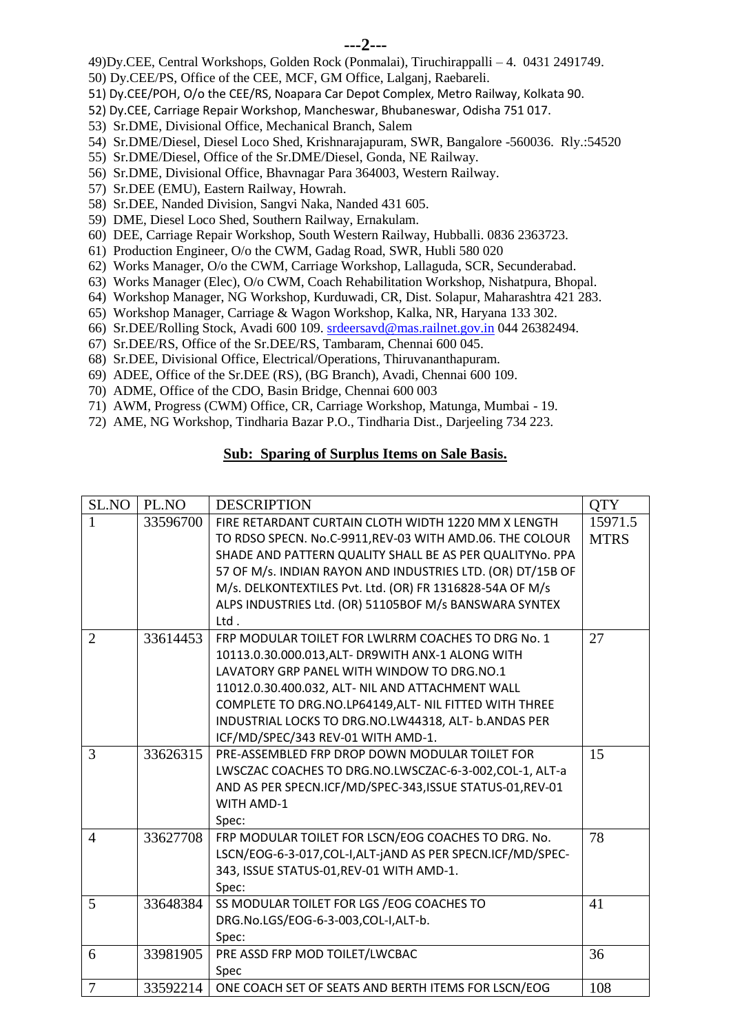49)Dy.CEE, Central Workshops, Golden Rock (Ponmalai), Tiruchirappalli – 4. 0431 2491749.
50) Dy.CEE/PS, Office of the CEE, MCF, GM Office, Lalganj, Raebareli.
51) Dy.CEE/POH, O/o the CEE/RS, Noapara Car Depot Complex, Metro Railway, Kolkata 90.
52) Dy.CEE, Carriage Repair Workshop, Mancheswar, Bhubaneswar, Odisha 751 017.
53) Sr.DME, Divisional Office, Mechanical Branch, Salem
54) Sr.DME/Diesel, Diesel Loco Shed, Krishnarajapuram, SWR, Bangalore -560036. Rly.:54520
55) Sr.DME/Diesel, Office of the Sr.DME/Diesel, Gonda, NE Railway.
56) Sr.DME, Divisional Office, Bhavnagar Para 364003, Western Railway.
57) Sr.DEE (EMU), Eastern Railway, Howrah.
58) Sr.DEE, Nanded Division, Sangvi Naka, Nanded 431 605.
59) DME, Diesel Loco Shed, Southern Railway, Ernakulam.
60) DEE, Carriage Repair Workshop, South Western Railway, Hubballi. 0836 2363723.
61) Production Engineer, O/o the CWM, Gadag Road, SWR, Hubli 580 020
62) Works Manager, O/o the CWM, Carriage Workshop, Lallaguda, SCR, Secunderabad.
63) Works Manager (Elec), O/o CWM, Coach Rehabilitation Workshop, Nishatpura, Bhopal.
64) Workshop Manager, NG Workshop, Kurduwadi, CR, Dist. Solapur, Maharashtra 421 283.
65) Workshop Manager, Carriage & Wagon Workshop, Kalka, NR, Haryana 133 302.
66) Sr.DEE/Rolling Stock, Avadi 600 109. srdeersavd@mas.railnet.gov.in 044 26382494.
67) Sr.DEE/RS, Office of the Sr.DEE/RS, Tambaram, Chennai 600 045.
68) Sr.DEE, Divisional Office, Electrical/Operations, Thiruvananthapuram.
69) ADEE, Office of the Sr.DEE (RS), (BG Branch), Avadi, Chennai 600 109.
70) ADME, Office of the CDO, Basin Bridge, Chennai 600 003
71) AWM, Progress (CWM) Office, CR, Carriage Workshop, Matunga, Mumbai - 19.
72) AME, NG Workshop, Tindharia Bazar P.O., Tindharia Dist., Darjeeling 734 223.

**Sub: Sparing of Surplus Items on Sale Basis.**

| SL.NO | PL.NO | DESCRIPTION | QTY |
|---|---|---|---|
| 1 | 33596700 | FIRE RETARDANT CURTAIN CLOTH WIDTH 1220 MM X LENGTH TO RDSO SPECN. No.C-9911,REV-03 WITH AMD.06. THE COLOUR SHADE AND PATTERN QUALITY SHALL BE AS PER QUALITYNo. PPA 57 OF M/s. INDIAN RAYON AND INDUSTRIES LTD. (OR) DT/15B OF M/s. DELKONTEXTILES Pvt. Ltd. (OR) FR 1316828-54A OF M/s ALPS INDUSTRIES Ltd. (OR) 51105BOF M/s BANSWARA SYNTEX Ltd . | 15971.5 MTRS |
| 2 | 33614453 | FRP MODULAR TOILET FOR LWLRRM COACHES TO DRG No. 1 10113.0.30.000.013,ALT- DR9WITH ANX-1 ALONG WITH LAVATORY GRP PANEL WITH WINDOW TO DRG.NO.1 11012.0.30.400.032, ALT- NIL AND ATTACHMENT WALL COMPLETE TO DRG.NO.LP64149,ALT- NIL FITTED WITH THREE INDUSTRIAL LOCKS TO DRG.NO.LW44318, ALT- b.ANDAS PER ICF/MD/SPEC/343 REV-01 WITH AMD-1. | 27 |
| 3 | 33626315 | PRE-ASSEMBLED FRP DROP DOWN MODULAR TOILET FOR LWSCZAC COACHES TO DRG.NO.LWSCZAC-6-3-002,COL-1, ALT-a AND AS PER SPECN.ICF/MD/SPEC-343,ISSUE STATUS-01,REV-01 WITH AMD-1<br>Spec: | 15 |
| 4 | 33627708 | FRP MODULAR TOILET FOR LSCN/EOG COACHES TO DRG. No. LSCN/EOG-6-3-017,COL-I,ALT-jAND AS PER SPECN.ICF/MD/SPEC-343, ISSUE STATUS-01,REV-01 WITH AMD-1.<br>Spec: | 78 |
| 5 | 33648384 | SS MODULAR TOILET FOR LGS /EOG COACHES TO DRG.No.LGS/EOG-6-3-003,COL-I,ALT-b.<br>Spec: | 41 |
| 6 | 33981905 | PRE ASSD FRP MOD TOILET/LWCBAC<br>Spec | 36 |
| 7 | 33592214 | ONE COACH SET OF SEATS AND BERTH ITEMS FOR LSCN/EOG | 108 |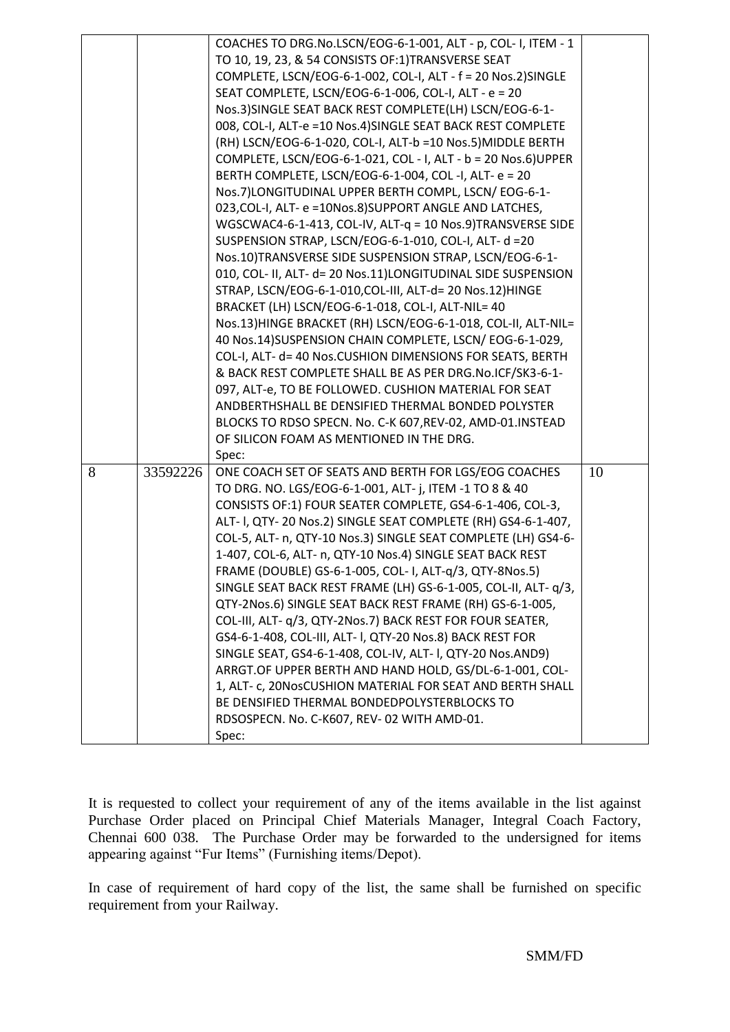| | | | |
|---|---|---|---|
| | | COACHES TO DRG.No.LSCN/EOG-6-1-001, ALT - p, COL- I, ITEM - 1 TO 10, 19, 23, & 54 CONSISTS OF:1)TRANSVERSE SEAT COMPLETE, LSCN/EOG-6-1-002, COL-I, ALT - f = 20 Nos.2)SINGLE SEAT COMPLETE, LSCN/EOG-6-1-006, COL-I, ALT - e = 20 Nos.3)SINGLE SEAT BACK REST COMPLETE(LH) LSCN/EOG-6-1-008, COL-I, ALT-e =10 Nos.4)SINGLE SEAT BACK REST COMPLETE (RH) LSCN/EOG-6-1-020, COL-I, ALT-b =10 Nos.5)MIDDLE BERTH COMPLETE, LSCN/EOG-6-1-021, COL - I, ALT - b = 20 Nos.6)UPPER BERTH COMPLETE, LSCN/EOG-6-1-004, COL -I, ALT- e = 20 Nos.7)LONGITUDINAL UPPER BERTH COMPL, LSCN/ EOG-6-1-023,COL-I, ALT- e =10Nos.8)SUPPORT ANGLE AND LATCHES, WGSCWAC4-6-1-413, COL-IV, ALT-q = 10 Nos.9)TRANSVERSE SIDE SUSPENSION STRAP, LSCN/EOG-6-1-010, COL-I, ALT- d =20 Nos.10)TRANSVERSE SIDE SUSPENSION STRAP, LSCN/EOG-6-1-010, COL- II, ALT- d= 20 Nos.11)LONGITUDINAL SIDE SUSPENSION STRAP, LSCN/EOG-6-1-010,COL-III, ALT-d= 20 Nos.12)HINGE BRACKET (LH) LSCN/EOG-6-1-018, COL-I, ALT-NIL= 40 Nos.13)HINGE BRACKET (RH) LSCN/EOG-6-1-018, COL-II, ALT-NIL= 40 Nos.14)SUSPENSION CHAIN COMPLETE, LSCN/ EOG-6-1-029, COL-I, ALT- d= 40 Nos.CUSHION DIMENSIONS FOR SEATS, BERTH & BACK REST COMPLETE SHALL BE AS PER DRG.No.ICF/SK3-6-1-097, ALT-e, TO BE FOLLOWED. CUSHION MATERIAL FOR SEAT ANDBERTHSHALL BE DENSIFIED THERMAL BONDED POLYSTER BLOCKS TO RDSO SPECN. No. C-K 607,REV-02, AMD-01.INSTEAD OF SILICON FOAM AS MENTIONED IN THE DRG.<br>Spec: | |
| 8 | 33592226 | ONE COACH SET OF SEATS AND BERTH FOR LGS/EOG COACHES TO DRG. NO. LGS/EOG-6-1-001, ALT- j, ITEM -1 TO 8 & 40 CONSISTS OF:1) FOUR SEATER SEAT COMPLETE, GS4-6-1-406, COL-3, ALT- l, QTY- 20 Nos.2) SINGLE SEAT COMPLETE (RH) GS4-6-1-407, COL-5, ALT- n, QTY-10 Nos.3) SINGLE SEAT COMPLETE (LH) GS4-6-1-407, COL-6, ALT- n, QTY-10 Nos.4) SINGLE SEAT BACK REST FRAME (DOUBLE) GS-6-1-005, COL- I, ALT-q/3, QTY-8Nos.5) SINGLE SEAT BACK REST FRAME (LH) GS-6-1-005, COL-II, ALT- q/3, QTY-2Nos.6) SINGLE SEAT BACK REST FRAME (RH) GS-6-1-005, COL-III, ALT- q/3, QTY-2Nos.7) BACK REST FOR FOUR SEATER, GS4-6-1-408, COL-III, ALT- l, QTY-20 Nos.8) BACK REST FOR SINGLE SEAT, GS4-6-1-408, COL-IV, ALT- l, QTY-20 Nos.AND9) ARRGT.OF UPPER BERTH AND HAND HOLD, GS/DL-6-1-001, COL-1, ALT- c, 20NosCUSHION MATERIAL FOR SEAT AND BERTH SHALL BE DENSIFIED THERMAL BONDEDPOLYSTERBLOCKS TO RDSOSPECN. No. C-K607, REV- 02 WITH AMD-01.<br>Spec: | 10 |

It is requested to collect your requirement of any of the items available in the list against Purchase Order placed on Principal Chief Materials Manager, Integral Coach Factory, Chennai 600 038. The Purchase Order may be forwarded to the undersigned for items appearing against "Fur Items" (Furnishing items/Depot).

In case of requirement of hard copy of the list, the same shall be furnished on specific requirement from your Railway.

SMM/FD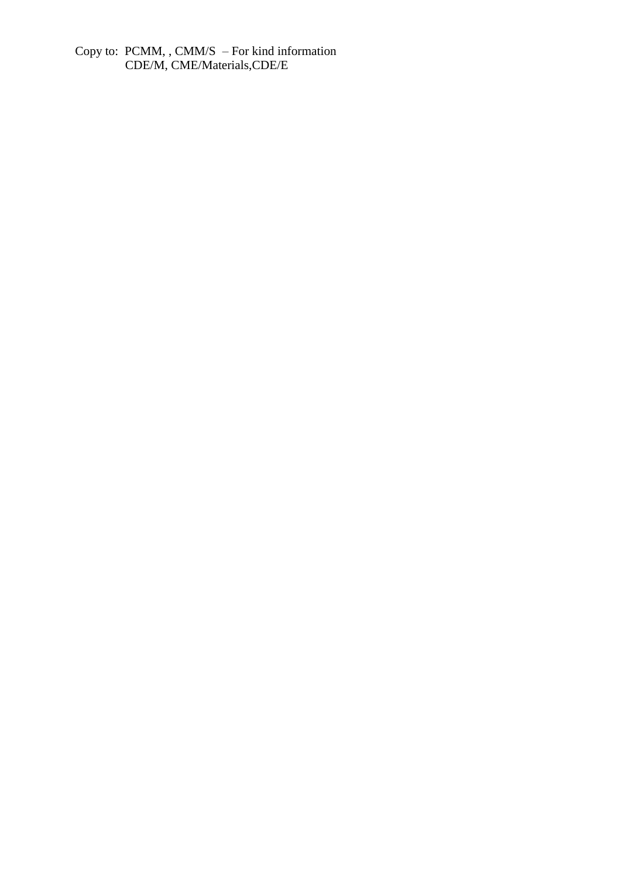Copy to: PCMM, , CMM/S – For kind information
CDE/M, CME/Materials,CDE/E